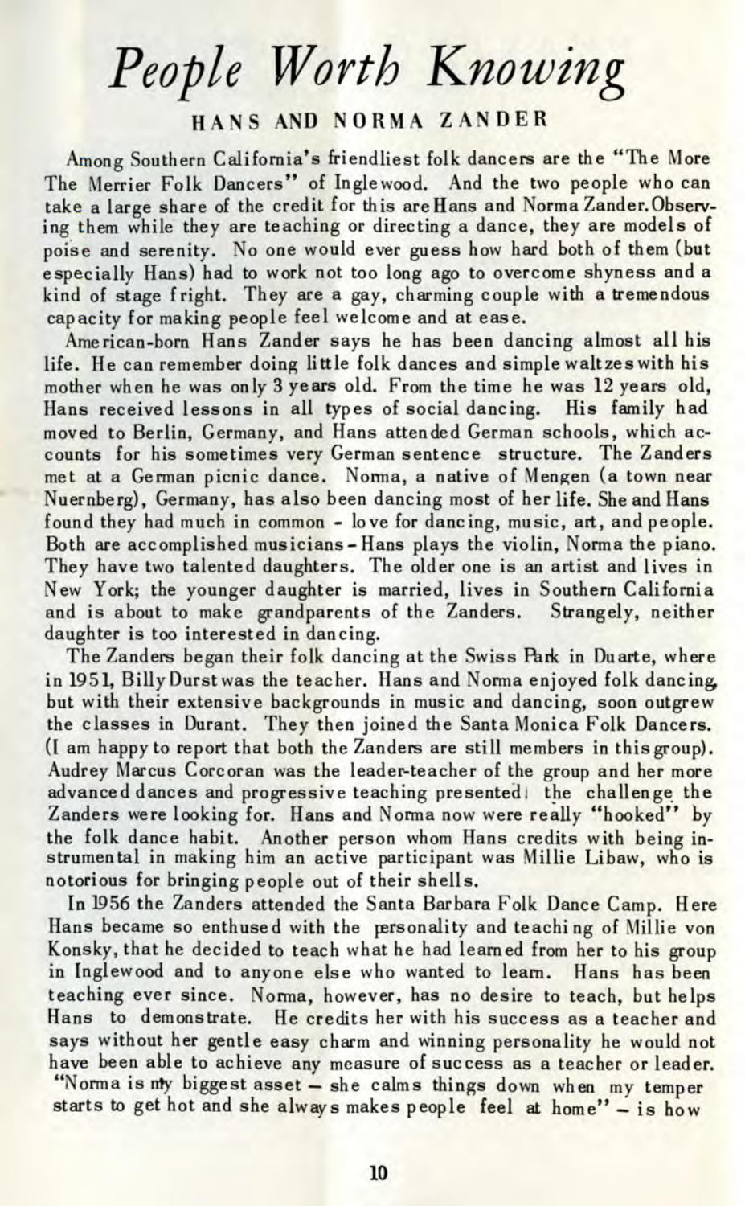# *People Worth Knowing*

## HANS AND NORMA ZANDER

Among Southern California's friendliest folk dancers are the "The More The Merrier Folk Dancers" of Inglewood. And the two people who can take a large share of the credit for this are Hans and Norma Zander. Observing them while they are teaching or directing a dance, they are models of poise and serenity. No one would ever guess how hard both of them (but especially Hans) had to work not too long ago to overcome shyness and a kind of stage fright. They are a gay, charming couple with a tremendous capacity for making people feel welcome and at ease.

American-born Hans Zander says he has been dancing almost all his life. He can remember doing little folk dances and simple waltzes with his mother when he was only 3 years old. From the time he was 12 years old, Hans received lessons in all types of social dancing. His family had moved to Berlin, Germany, and Hans attended German schools, which accounts for his sometimes very German sentence structure. The Zanders met at a German picnic dance. Norma, a native of Mengen (a town near Nuernberg), Germany, has also been dancing most of her life. She and Hans found they had much in common - love for dancing, music, art, and people. Both are accomplished musicians - Hans plays the violin, Norma the piano. They have two talented daughters. The older one is an artist and lives in New York; the younger daughter is married, lives in Southern California and is about to make grandparents of the Zanders. Strangely, neither daughter is too interested in dancing.

The Zanders began their folk dancing at the Swiss Park in Duarte, where in 1951, Billy Durst was the teacher. Hans and Norma enjoyed folk dancing, but with their extensive backgrounds in music and dancing, soon outgrew the classes in Durant. They then joined the Santa Monica Folk Dancers. (I am happy to report that both the Zanders are still members in this group). Audrey Marcus Corcoran was the leader-teacher of the group and her more advanced dances and progressive teaching presented the challenge the Zanders were looking for. Hans and Norma now were really "hooked" by the folk dance habit. Another person whom Hans credits with being instrumental in making him an active participant was Millie Libaw, who is notorious for bringing people out of their shells.

In 1956 the Zanders attended the Santa Barbara Folk Dance Camp. Here Hans became so enthused with the personality and teaching of Millie von Konsky, that he decided to teach what he had learned from her to his group in Inglewood and to anyone else who wanted to learn. Hans has been teaching ever since. Norma, however, has no desire to teach, but helps Hans to demonstrate. He credits her with his success as a teacher and says without her gentle easy charm and winning personality he would not have been able to achieve any measure of success as a teacher or leader. "Norma is my biggest asset – she calms things down when my temper starts to get hot and she always makes people feel at home" – is how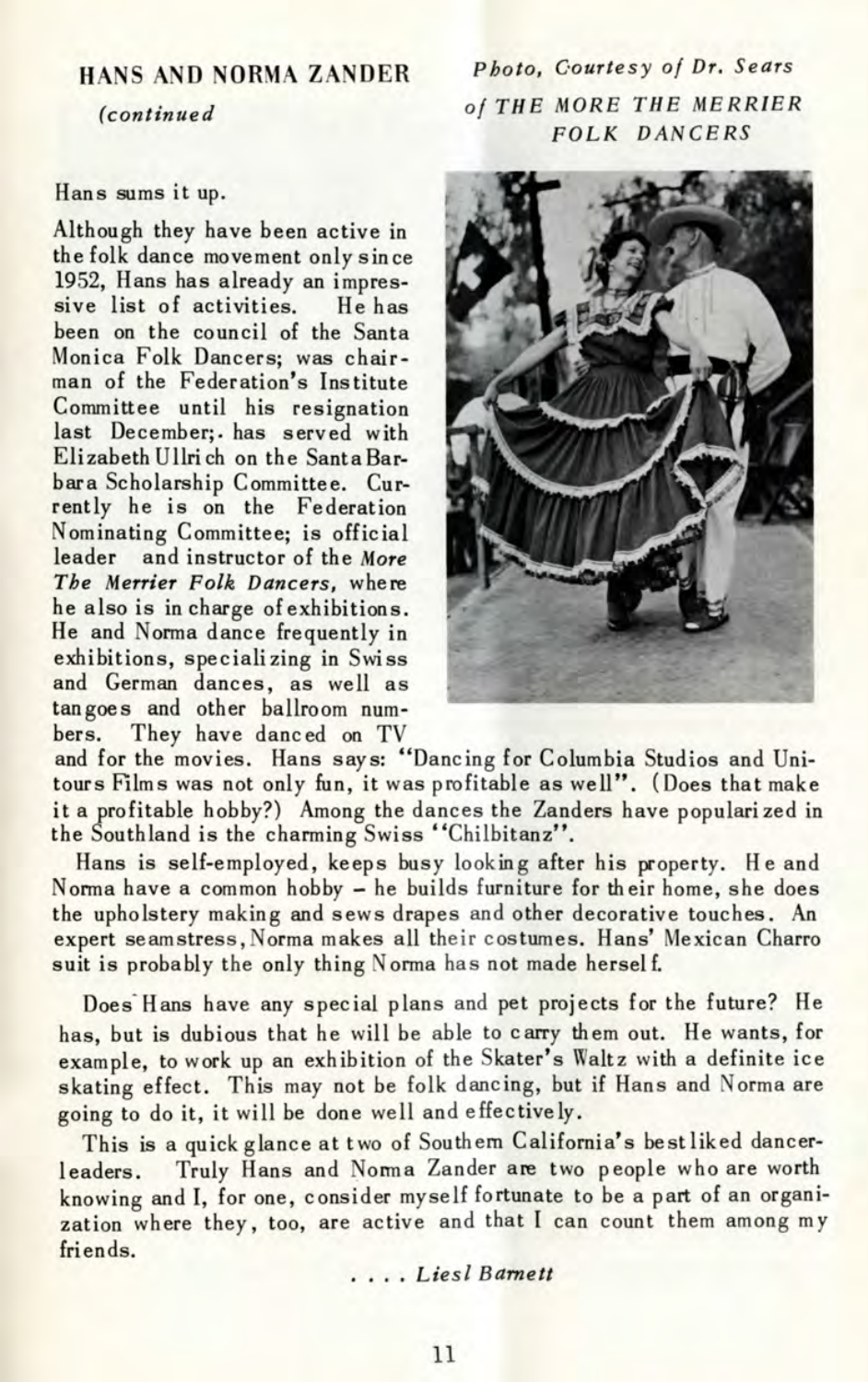## HANS AND NORMA ZANDER

*(continued*

*Photo, Courtesy of Dr. Sears of THE MORE THE MERRIER FOLK DANCERS*

Hans sums it up.

Although they have been active in the folk dance movement only since 1952, Hans has already an impressive list of activities. He has been on the council of the Santa Monica Folk Dancers; was chairman of the Federation's Institute Committee until his resignation last December;. has served with Elizabeth Ullrich on the Santa Barbara Scholarship Committee. Currently he is on the Federation Nominating Committee; is official leader and instructor of the *More The Merrier Folk Dancers,* where he also is in charge of exhibitions. He and Norma dance frequently in exhibitions, specializing in Swiss and German dances, as well as tangoes and other ballroom numbers. They have danced on TV and for the movies. Hans says: "Dancing for Columbia Studios and Unitours Films was not only fun, it was profitable as well". (Does that make it a profitable hobby?) Among the dances the Zanders have popularized in the Southland is the charming Swiss "Chilbitanz".

Hans is self-employed, keeps busy looking after his property. He and Norma have a common hobby – he builds furniture for their home, she does the upholstery making and sews drapes and other decorative touches. An expert seamstress, Norma makes all their costumes. Hans' Mexican Charro suit is probably the only thing Norma has not made herself.

Does Hans have any special plans and pet projects for the future? He has, but is dubious that he will be able to carry them out. He wants, for example, to work up an exhibition of the Skater's Waltz with a definite ice skating effect. This may not be folk dancing, but if Hans and Norma are going to do it, it will be done well and effectively.

This is a quick glance at two of Southern California's best liked dancer-leaders. Truly Hans and Norma Zander are two people who are worth knowing and I, for one, consider myself fortunate to be a part of an organization where they, too, are active and that I can count them among my friends.

. . . . *Liesl Barnett*